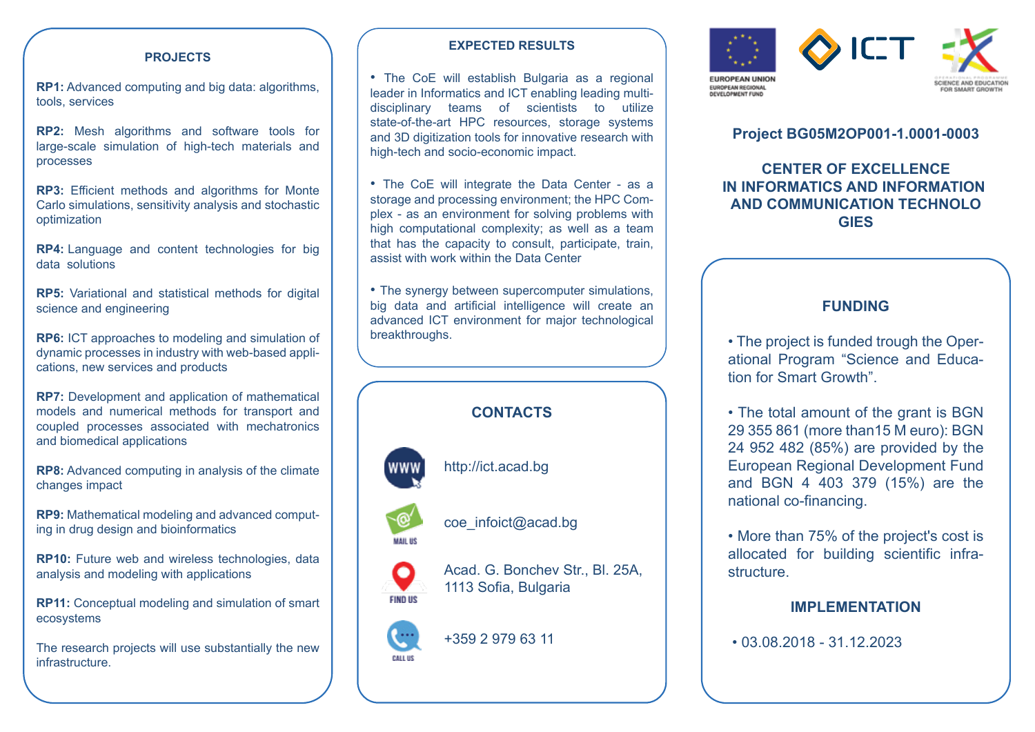## PROJECTS

**RP1:** Advanced computing and big data: algorithms, tools, services

**RP2:** Mesh algorithms and software tools for large-scale simulation of high-tech materials and processes

**RP3:** Efficient methods and algorithms for Monte Carlo simulations, sensitivity analysis and stochastic optimization

**RP4:** Language and content technologies for big data solutions

**RP5:** Variational and statistical methods for digital science and engineering

**RP6:** ICT approaches to modeling and simulation of dynamic processes in industry with web-based applications, new services and products

**RP7:** Development and application of mathematical models and numerical methods for transport and coupled processes associated with mechatronics and biomedical applications

**RP8:** Advanced computing in analysis of the climate changes impact

**RP9:** Mathematical modeling and advanced computing in drug design and bioinformatics

**RP10:** Future web and wireless technologies, data analysis and modeling with applications

**RP11:** Conceptual modeling and simulation of smart ecosystems

The research projects will use substantially the new infrastructure.

## EXPECTED RESULTS

- The CoE will establish Bulgaria as a regional leader in Informatics and ICT enabling leading multi-disciplinary teams of scientists to utilize state-of-the-art HPC resources, storage systems and 3D digitization tools for innovative research with high-tech and socio-economic impact.

- The CoE will integrate the Data Center - as a storage and processing environment; the HPC Complex - as an environment for solving problems with high computational complexity; as well as a team that has the capacity to consult, participate, train, assist with work within the Data Center

- The synergy between supercomputer simulations, big data and artificial intelligence will create an advanced ICT environment for major technological breakthroughs.

## CONTACTS

WWW: http://ict.acad.bg

MAIL US: coe_infoict@acad.bg

FIND US: Acad. G. Bonchev Str., Bl. 25A, 1113 Sofia, Bulgaria

CALL US: +359 2 979 63 11

EUROPEAN UNION
EUROPEAN REGIONAL DEVELOPMENT FUND

ICT

OPERATIONAL PROGRAMME SCIENCE AND EDUCATION FOR SMART GROWTH

**Project BG05M2OP001-1.0001-0003**

# CENTER OF EXCELLENCE IN INFORMATICS AND INFORMATION AND COMMUNICATION TECHNOLOGIES

## FUNDING

- The project is funded trough the Operational Program "Science and Education for Smart Growth".

- The total amount of the grant is BGN 29 355 861 (more than15 M euro): BGN 24 952 482 (85%) are provided by the European Regional Development Fund and BGN 4 403 379 (15%) are the national co-financing.

- More than 75% of the project's cost is allocated for building scientific infrastructure.

## IMPLEMENTATION

- 03.08.2018 - 31.12.2023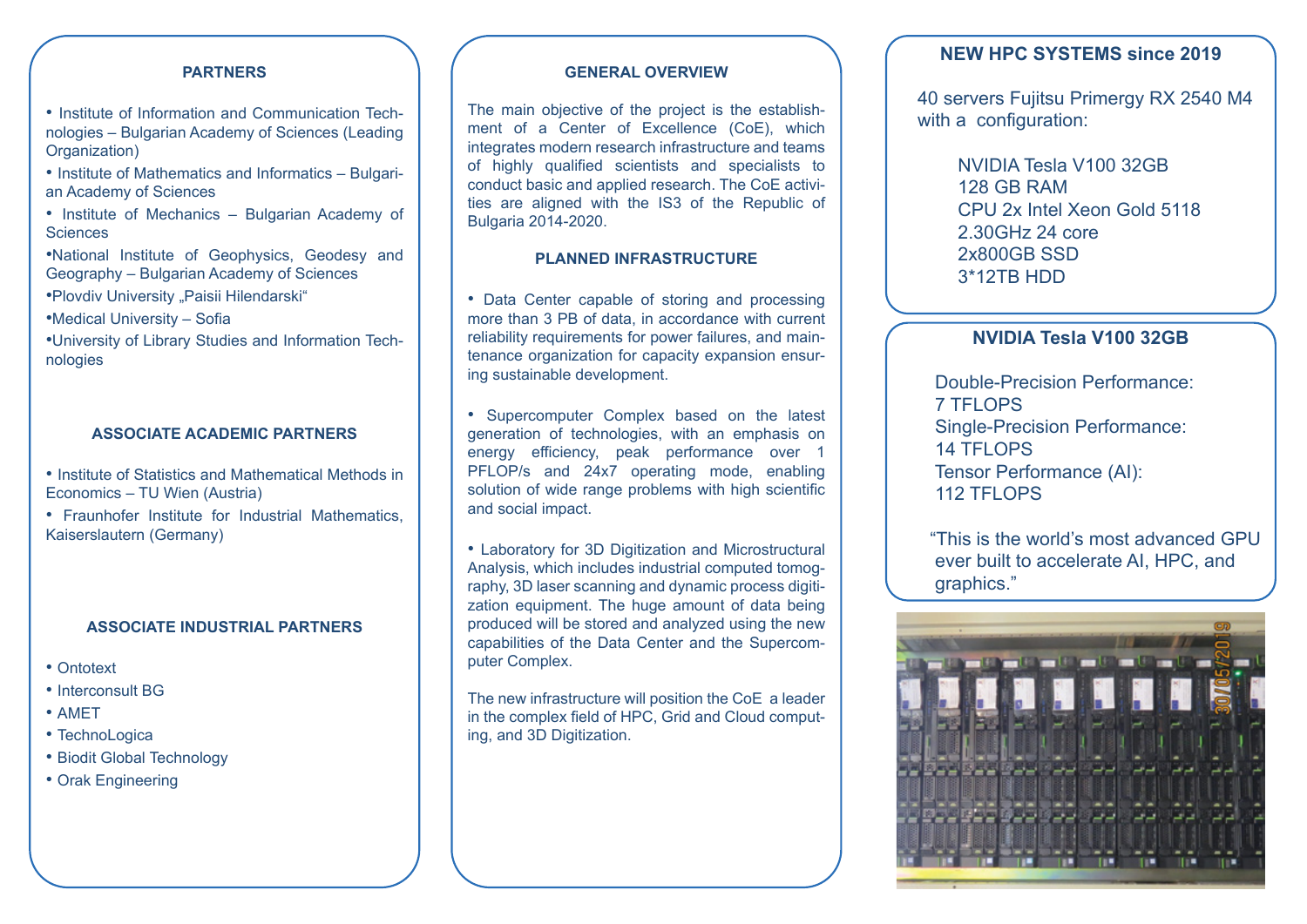## PARTNERS

- Institute of Information and Communication Technologies – Bulgarian Academy of Sciences (Leading Organization)
- Institute of Mathematics and Informatics – Bulgarian Academy of Sciences
- Institute of Mechanics – Bulgarian Academy of Sciences
- National Institute of Geophysics, Geodesy and Geography – Bulgarian Academy of Sciences
- Plovdiv University „Paisii Hilendarski“
- Medical University – Sofia
- University of Library Studies and Information Technologies

## ASSOCIATE ACADEMIC PARTNERS

- Institute of Statistics and Mathematical Methods in Economics – TU Wien (Austria)
- Fraunhofer Institute for Industrial Mathematics, Kaiserslautern (Germany)

## ASSOCIATE INDUSTRIAL PARTNERS

- Ontotext
- Interconsult BG
- AMET
- TechnoLogica
- Biodit Global Technology
- Orak Engineering

## GENERAL OVERVIEW

The main objective of the project is the establishment of a Center of Excellence (CoE), which integrates modern research infrastructure and teams of highly qualified scientists and specialists to conduct basic and applied research. The CoE activities are aligned with the IS3 of the Republic of Bulgaria 2014-2020.

## PLANNED INFRASTRUCTURE

- Data Center capable of storing and processing more than 3 PB of data, in accordance with current reliability requirements for power failures, and maintenance organization for capacity expansion ensuring sustainable development.

- Supercomputer Complex based on the latest generation of technologies, with an emphasis on energy efficiency, peak performance over 1 PFLOP/s and 24x7 operating mode, enabling solution of wide range problems with high scientific and social impact.

- Laboratory for 3D Digitization and Microstructural Analysis, which includes industrial computed tomography, 3D laser scanning and dynamic process digitization equipment. The huge amount of data being produced will be stored and analyzed using the new capabilities of the Data Center and the Supercomputer Complex.

The new infrastructure will position the CoE a leader in the complex field of HPC, Grid and Cloud computing, and 3D Digitization.

## NEW HPC SYSTEMS since 2019

40 servers Fujitsu Primergy RX 2540 M4 with a configuration:

NVIDIA Tesla V100 32GB
128 GB RAM
CPU 2x Intel Xeon Gold 5118
2.30GHz 24 core
2x800GB SSD
3*12TB HDD

## NVIDIA Tesla V100 32GB

Double-Precision Performance:
7 TFLOPS
Single-Precision Performance:
14 TFLOPS
Tensor Performance (AI):
112 TFLOPS

“This is the world’s most advanced GPU ever built to accelerate AI, HPC, and graphics.”

30/05/2019